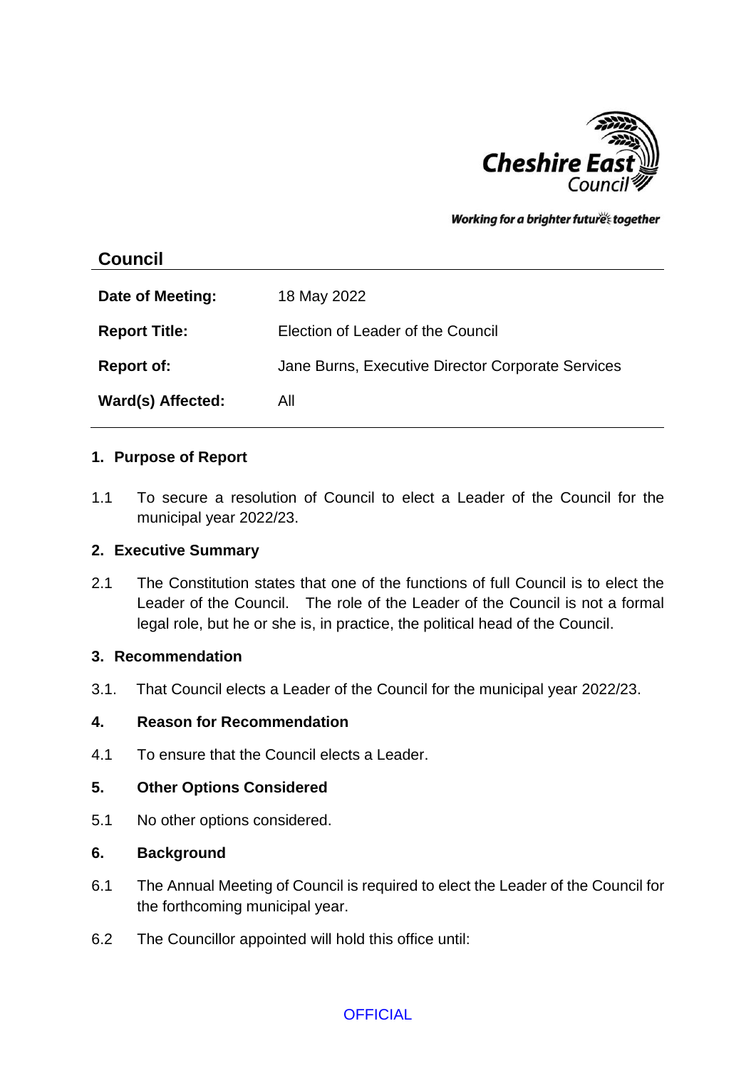Working for a brighter future together

## Council

| | |
|---|---|
| **Date of Meeting:** | 18 May 2022 |
| **Report Title:** | Election of Leader of the Council |
| **Report of:** | Jane Burns, Executive Director Corporate Services |
| **Ward(s) Affected:** | All |

### 1. Purpose of Report

1.1 To secure a resolution of Council to elect a Leader of the Council for the municipal year 2022/23.

### 2. Executive Summary

2.1 The Constitution states that one of the functions of full Council is to elect the Leader of the Council. The role of the Leader of the Council is not a formal legal role, but he or she is, in practice, the political head of the Council.

### 3. Recommendation

3.1. That Council elects a Leader of the Council for the municipal year 2022/23.

### 4. Reason for Recommendation

4.1 To ensure that the Council elects a Leader.

### 5. Other Options Considered

5.1 No other options considered.

### 6. Background

6.1 The Annual Meeting of Council is required to elect the Leader of the Council for the forthcoming municipal year.

6.2 The Councillor appointed will hold this office until: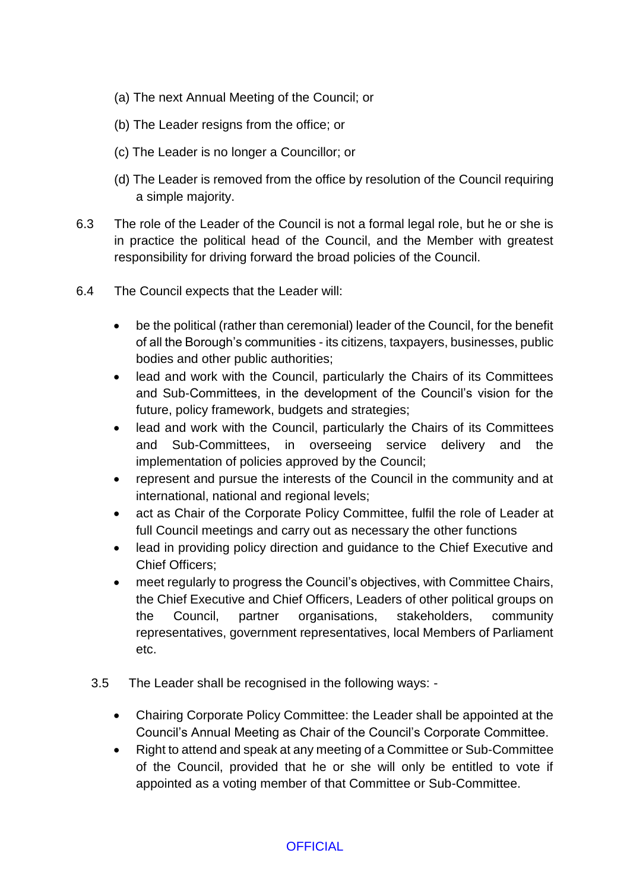(a) The next Annual Meeting of the Council; or

(b) The Leader resigns from the office; or

(c) The Leader is no longer a Councillor; or

(d) The Leader is removed from the office by resolution of the Council requiring a simple majority.

6.3 The role of the Leader of the Council is not a formal legal role, but he or she is in practice the political head of the Council, and the Member with greatest responsibility for driving forward the broad policies of the Council.

6.4 The Council expects that the Leader will:

- be the political (rather than ceremonial) leader of the Council, for the benefit of all the Borough's communities - its citizens, taxpayers, businesses, public bodies and other public authorities;
- lead and work with the Council, particularly the Chairs of its Committees and Sub-Committees, in the development of the Council's vision for the future, policy framework, budgets and strategies;
- lead and work with the Council, particularly the Chairs of its Committees and Sub-Committees, in overseeing service delivery and the implementation of policies approved by the Council;
- represent and pursue the interests of the Council in the community and at international, national and regional levels;
- act as Chair of the Corporate Policy Committee, fulfil the role of Leader at full Council meetings and carry out as necessary the other functions
- lead in providing policy direction and guidance to the Chief Executive and Chief Officers;
- meet regularly to progress the Council's objectives, with Committee Chairs, the Chief Executive and Chief Officers, Leaders of other political groups on the Council, partner organisations, stakeholders, community representatives, government representatives, local Members of Parliament etc.

3.5 The Leader shall be recognised in the following ways: -

- Chairing Corporate Policy Committee: the Leader shall be appointed at the Council's Annual Meeting as Chair of the Council's Corporate Committee.
- Right to attend and speak at any meeting of a Committee or Sub-Committee of the Council, provided that he or she will only be entitled to vote if appointed as a voting member of that Committee or Sub-Committee.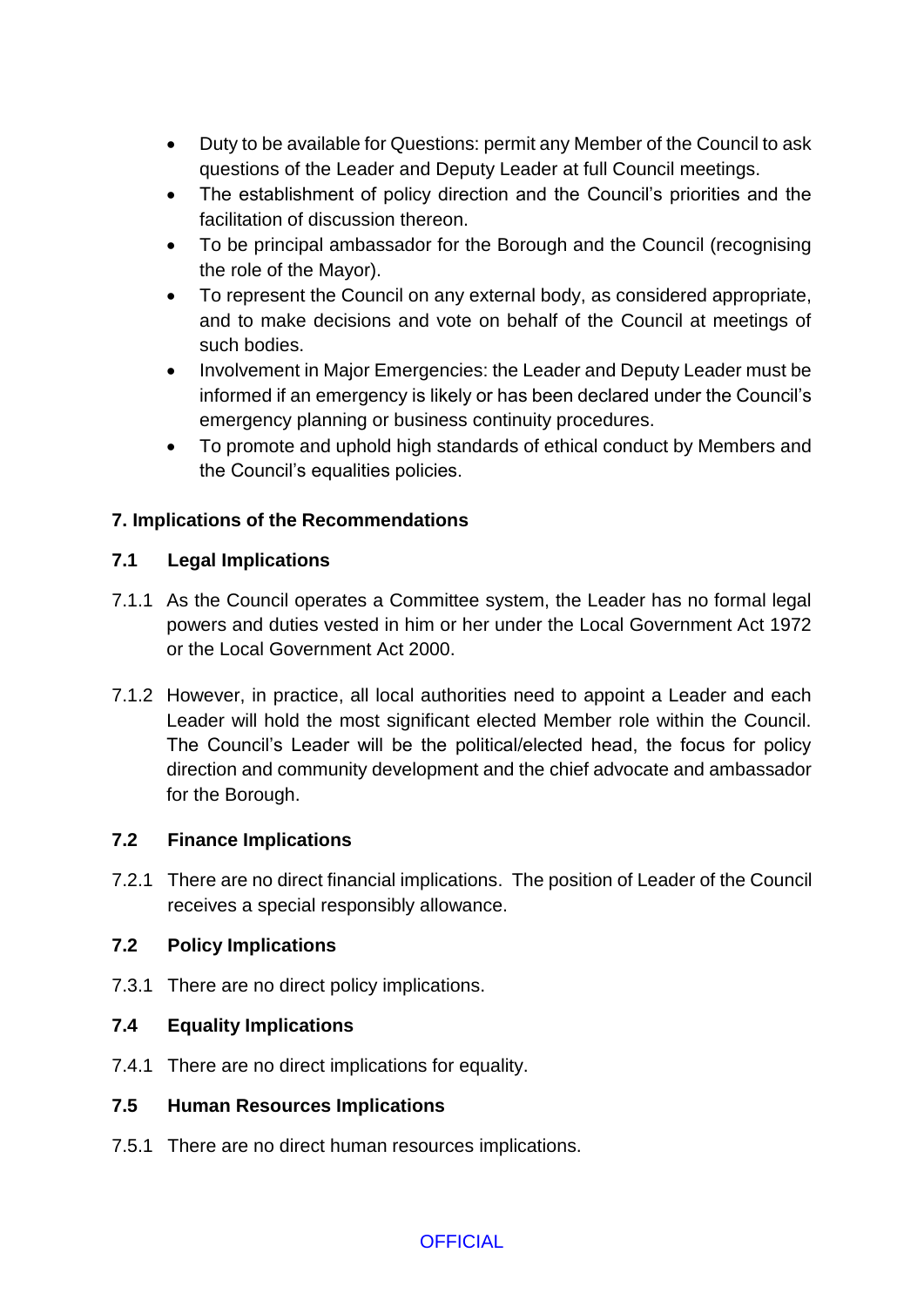- Duty to be available for Questions: permit any Member of the Council to ask questions of the Leader and Deputy Leader at full Council meetings.
- The establishment of policy direction and the Council's priorities and the facilitation of discussion thereon.
- To be principal ambassador for the Borough and the Council (recognising the role of the Mayor).
- To represent the Council on any external body, as considered appropriate, and to make decisions and vote on behalf of the Council at meetings of such bodies.
- Involvement in Major Emergencies: the Leader and Deputy Leader must be informed if an emergency is likely or has been declared under the Council's emergency planning or business continuity procedures.
- To promote and uphold high standards of ethical conduct by Members and the Council's equalities policies.

## 7. Implications of the Recommendations

### 7.1 Legal Implications

7.1.1 As the Council operates a Committee system, the Leader has no formal legal powers and duties vested in him or her under the Local Government Act 1972 or the Local Government Act 2000.

7.1.2 However, in practice, all local authorities need to appoint a Leader and each Leader will hold the most significant elected Member role within the Council. The Council's Leader will be the political/elected head, the focus for policy direction and community development and the chief advocate and ambassador for the Borough.

### 7.2 Finance Implications

7.2.1 There are no direct financial implications. The position of Leader of the Council receives a special responsibly allowance.

### 7.2 Policy Implications

7.3.1 There are no direct policy implications.

### 7.4 Equality Implications

7.4.1 There are no direct implications for equality.

### 7.5 Human Resources Implications

7.5.1 There are no direct human resources implications.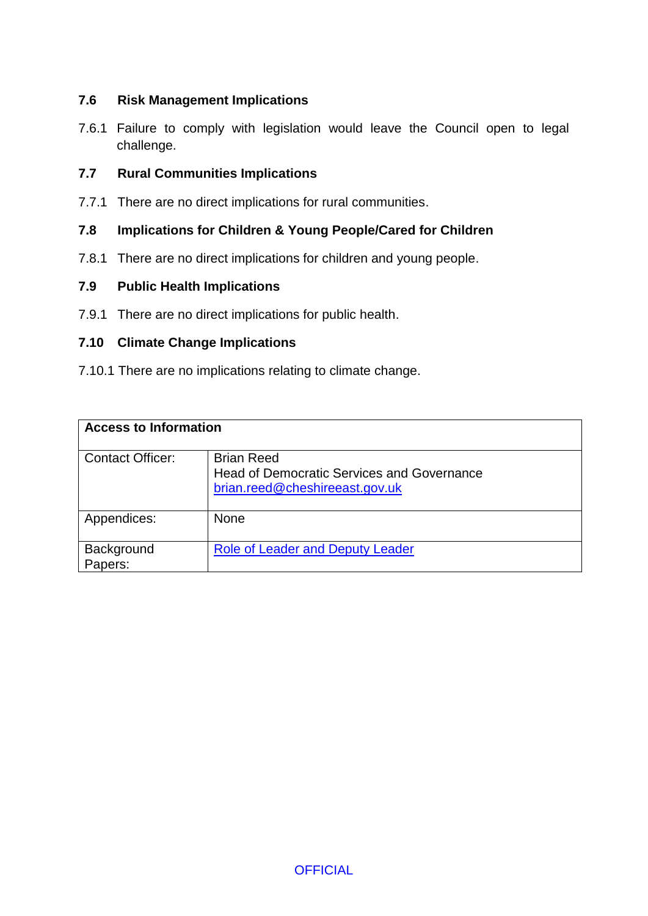### 7.6 Risk Management Implications

7.6.1 Failure to comply with legislation would leave the Council open to legal challenge.

### 7.7 Rural Communities Implications

7.7.1 There are no direct implications for rural communities.

### 7.8 Implications for Children & Young People/Cared for Children

7.8.1 There are no direct implications for children and young people.

### 7.9 Public Health Implications

7.9.1 There are no direct implications for public health.

### 7.10 Climate Change Implications

7.10.1 There are no implications relating to climate change.

| **Access to Information** | |
|---|---|
| Contact Officer: | Brian Reed<br>Head of Democratic Services and Governance<br>brian.reed@cheshireeast.gov.uk |
| Appendices: | None |
| Background Papers: | Role of Leader and Deputy Leader |

OFFICIAL